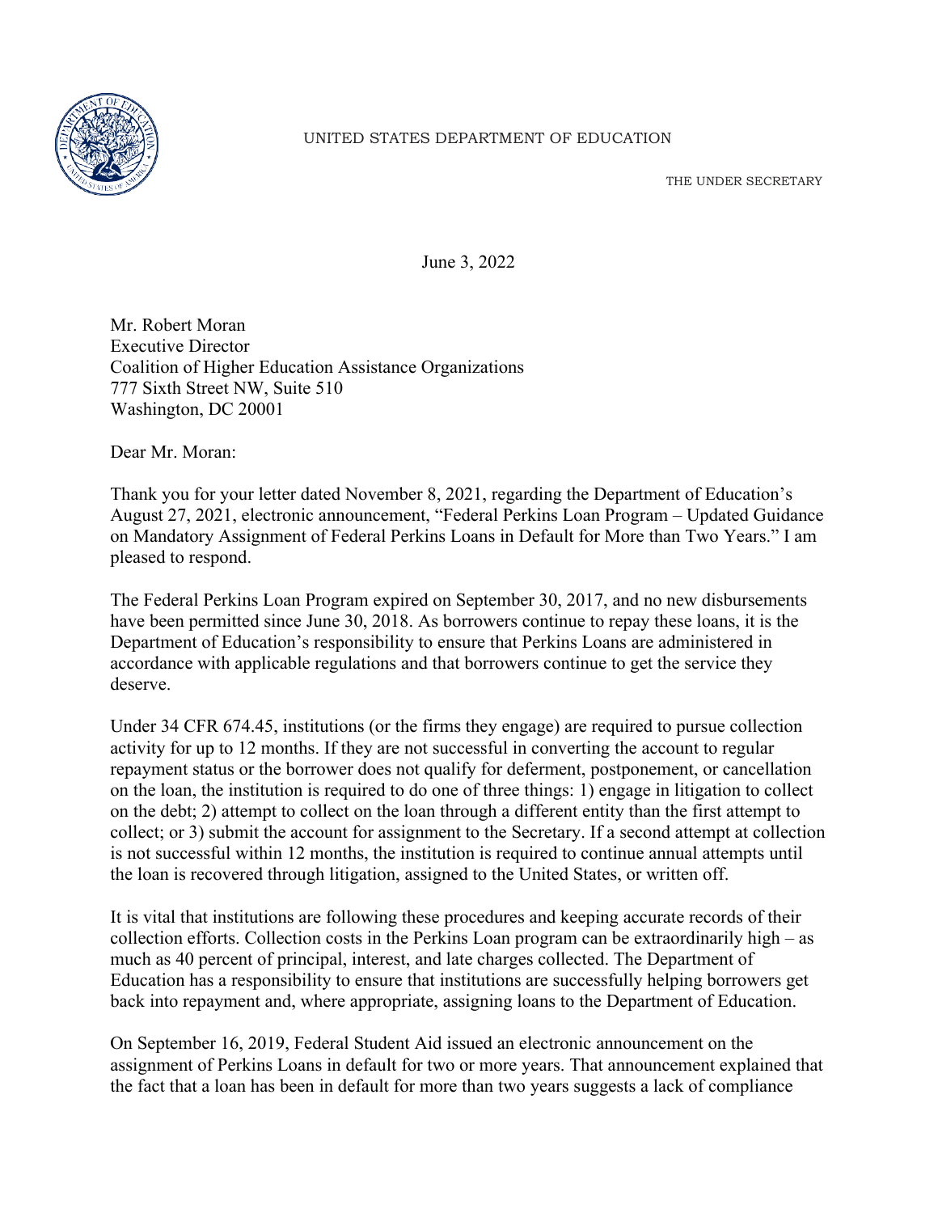UNITED STATES DEPARTMENT OF EDUCATION

THE UNDER SECRETARY

June 3, 2022

Mr. Robert Moran
Executive Director
Coalition of Higher Education Assistance Organizations
777 Sixth Street NW, Suite 510
Washington, DC 20001

Dear Mr. Moran:

Thank you for your letter dated November 8, 2021, regarding the Department of Education's August 27, 2021, electronic announcement, "Federal Perkins Loan Program – Updated Guidance on Mandatory Assignment of Federal Perkins Loans in Default for More than Two Years." I am pleased to respond.

The Federal Perkins Loan Program expired on September 30, 2017, and no new disbursements have been permitted since June 30, 2018. As borrowers continue to repay these loans, it is the Department of Education's responsibility to ensure that Perkins Loans are administered in accordance with applicable regulations and that borrowers continue to get the service they deserve.

Under 34 CFR 674.45, institutions (or the firms they engage) are required to pursue collection activity for up to 12 months. If they are not successful in converting the account to regular repayment status or the borrower does not qualify for deferment, postponement, or cancellation on the loan, the institution is required to do one of three things: 1) engage in litigation to collect on the debt; 2) attempt to collect on the loan through a different entity than the first attempt to collect; or 3) submit the account for assignment to the Secretary. If a second attempt at collection is not successful within 12 months, the institution is required to continue annual attempts until the loan is recovered through litigation, assigned to the United States, or written off.

It is vital that institutions are following these procedures and keeping accurate records of their collection efforts. Collection costs in the Perkins Loan program can be extraordinarily high – as much as 40 percent of principal, interest, and late charges collected. The Department of Education has a responsibility to ensure that institutions are successfully helping borrowers get back into repayment and, where appropriate, assigning loans to the Department of Education.

On September 16, 2019, Federal Student Aid issued an electronic announcement on the assignment of Perkins Loans in default for two or more years. That announcement explained that the fact that a loan has been in default for more than two years suggests a lack of compliance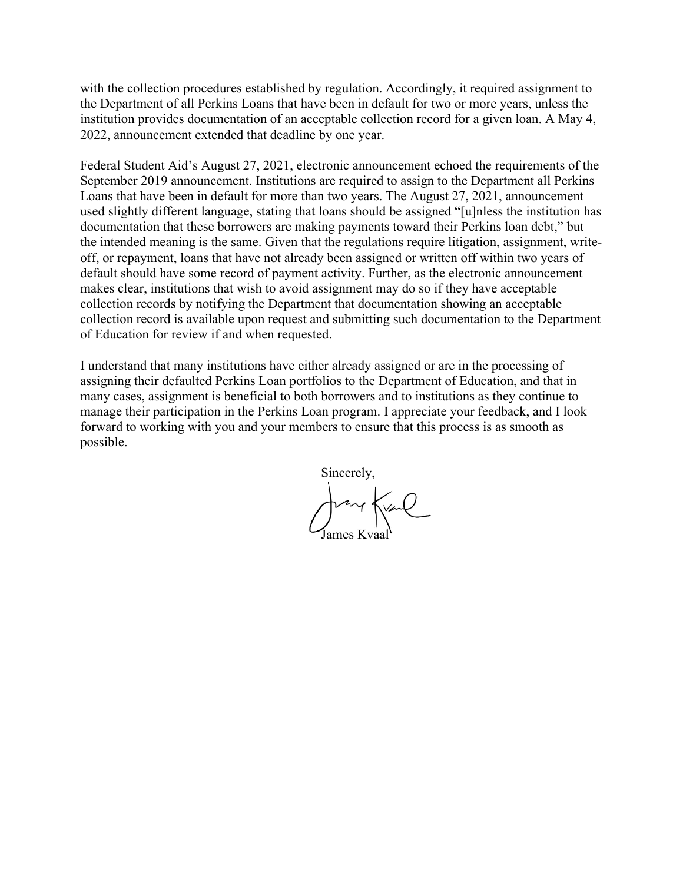with the collection procedures established by regulation. Accordingly, it required assignment to the Department of all Perkins Loans that have been in default for two or more years, unless the institution provides documentation of an acceptable collection record for a given loan. A May 4, 2022, announcement extended that deadline by one year.

Federal Student Aid's August 27, 2021, electronic announcement echoed the requirements of the September 2019 announcement. Institutions are required to assign to the Department all Perkins Loans that have been in default for more than two years. The August 27, 2021, announcement used slightly different language, stating that loans should be assigned "[u]nless the institution has documentation that these borrowers are making payments toward their Perkins loan debt," but the intended meaning is the same. Given that the regulations require litigation, assignment, write-off, or repayment, loans that have not already been assigned or written off within two years of default should have some record of payment activity. Further, as the electronic announcement makes clear, institutions that wish to avoid assignment may do so if they have acceptable collection records by notifying the Department that documentation showing an acceptable collection record is available upon request and submitting such documentation to the Department of Education for review if and when requested.

I understand that many institutions have either already assigned or are in the processing of assigning their defaulted Perkins Loan portfolios to the Department of Education, and that in many cases, assignment is beneficial to both borrowers and to institutions as they continue to manage their participation in the Perkins Loan program. I appreciate your feedback, and I look forward to working with you and your members to ensure that this process is as smooth as possible.

Sincerely,

James Kvaal